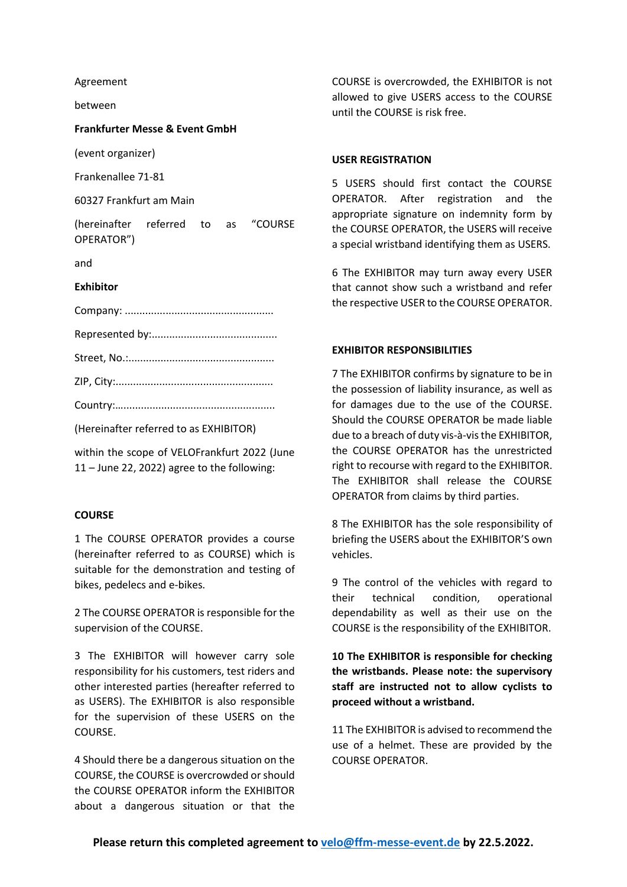Agreement

between

**Frankfurter Messe & Event GmbH**

(event organizer)

Frankenallee 71-81

60327 Frankfurt am Main

(hereinafter referred to as "COURSE OPERATOR")

and

**Exhibitor**

Company: ....................................................

Represented by:...........................................

Street, No.:..................................................

ZIP, City:......................................................

Country:…....................................................

(Hereinafter referred to as EXHIBITOR)

within the scope of VELOFrankfurt 2022 (June 11 – June 22, 2022) agree to the following:

**COURSE**

1 The COURSE OPERATOR provides a course (hereinafter referred to as COURSE) which is suitable for the demonstration and testing of bikes, pedelecs and e-bikes.

2 The COURSE OPERATOR is responsible for the supervision of the COURSE.

3 The EXHIBITOR will however carry sole responsibility for his customers, test riders and other interested parties (hereafter referred to as USERS). The EXHIBITOR is also responsible for the supervision of these USERS on the COURSE.

4 Should there be a dangerous situation on the COURSE, the COURSE is overcrowded or should the COURSE OPERATOR inform the EXHIBITOR about a dangerous situation or that the COURSE is overcrowded, the EXHIBITOR is not allowed to give USERS access to the COURSE until the COURSE is risk free.

**USER REGISTRATION**

5 USERS should first contact the COURSE OPERATOR. After registration and the appropriate signature on indemnity form by the COURSE OPERATOR, the USERS will receive a special wristband identifying them as USERS.

6 The EXHIBITOR may turn away every USER that cannot show such a wristband and refer the respective USER to the COURSE OPERATOR.

**EXHIBITOR RESPONSIBILITIES**

7 The EXHIBITOR confirms by signature to be in the possession of liability insurance, as well as for damages due to the use of the COURSE. Should the COURSE OPERATOR be made liable due to a breach of duty vis-à-vis the EXHIBITOR, the COURSE OPERATOR has the unrestricted right to recourse with regard to the EXHIBITOR. The EXHIBITOR shall release the COURSE OPERATOR from claims by third parties.

8 The EXHIBITOR has the sole responsibility of briefing the USERS about the EXHIBITOR'S own vehicles.

9 The control of the vehicles with regard to their technical condition, operational dependability as well as their use on the COURSE is the responsibility of the EXHIBITOR.

**10 The EXHIBITOR is responsible for checking the wristbands. Please note: the supervisory staff are instructed not to allow cyclists to proceed without a wristband.**

11 The EXHIBITOR is advised to recommend the use of a helmet. These are provided by the COURSE OPERATOR.

**Please return this completed agreement to [velo@ffm-messe-event.de](mailto:velo@ffm-messe-event.de) by 22.5.2022.**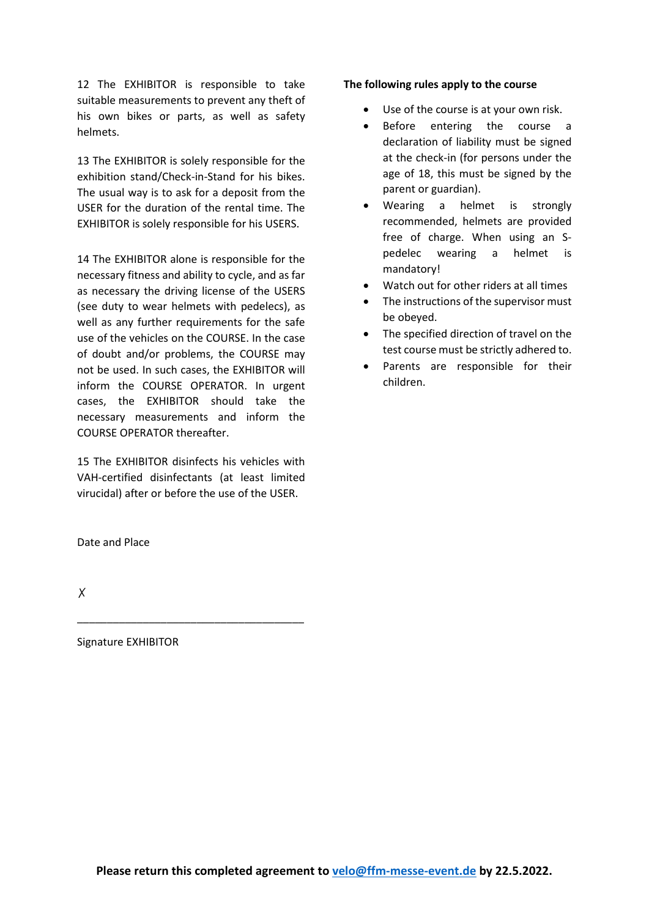12 The EXHIBITOR is responsible to take suitable measurements to prevent any theft of his own bikes or parts, as well as safety helmets.

13 The EXHIBITOR is solely responsible for the exhibition stand/Check-in-Stand for his bikes. The usual way is to ask for a deposit from the USER for the duration of the rental time. The EXHIBITOR is solely responsible for his USERS.

14 The EXHIBITOR alone is responsible for the necessary fitness and ability to cycle, and as far as necessary the driving license of the USERS (see duty to wear helmets with pedelecs), as well as any further requirements for the safe use of the vehicles on the COURSE. In the case of doubt and/or problems, the COURSE may not be used. In such cases, the EXHIBITOR will inform the COURSE OPERATOR. In urgent cases, the EXHIBITOR should take the necessary measurements and inform the COURSE OPERATOR thereafter.

15 The EXHIBITOR disinfects his vehicles with VAH-certified disinfectants (at least limited virucidal) after or before the use of the USER.

Date and Place

X

_______________________________________

Signature EXHIBITOR

**The following rules apply to the course**

- Use of the course is at your own risk.
- Before entering the course a declaration of liability must be signed at the check-in (for persons under the age of 18, this must be signed by the parent or guardian).
- Wearing a helmet is strongly recommended, helmets are provided free of charge. When using an S-pedelec wearing a helmet is mandatory!
- Watch out for other riders at all times
- The instructions of the supervisor must be obeyed.
- The specified direction of travel on the test course must be strictly adhered to.
- Parents are responsible for their children.

**Please return this completed agreement to velo@ffm-messe-event.de by 22.5.2022.**